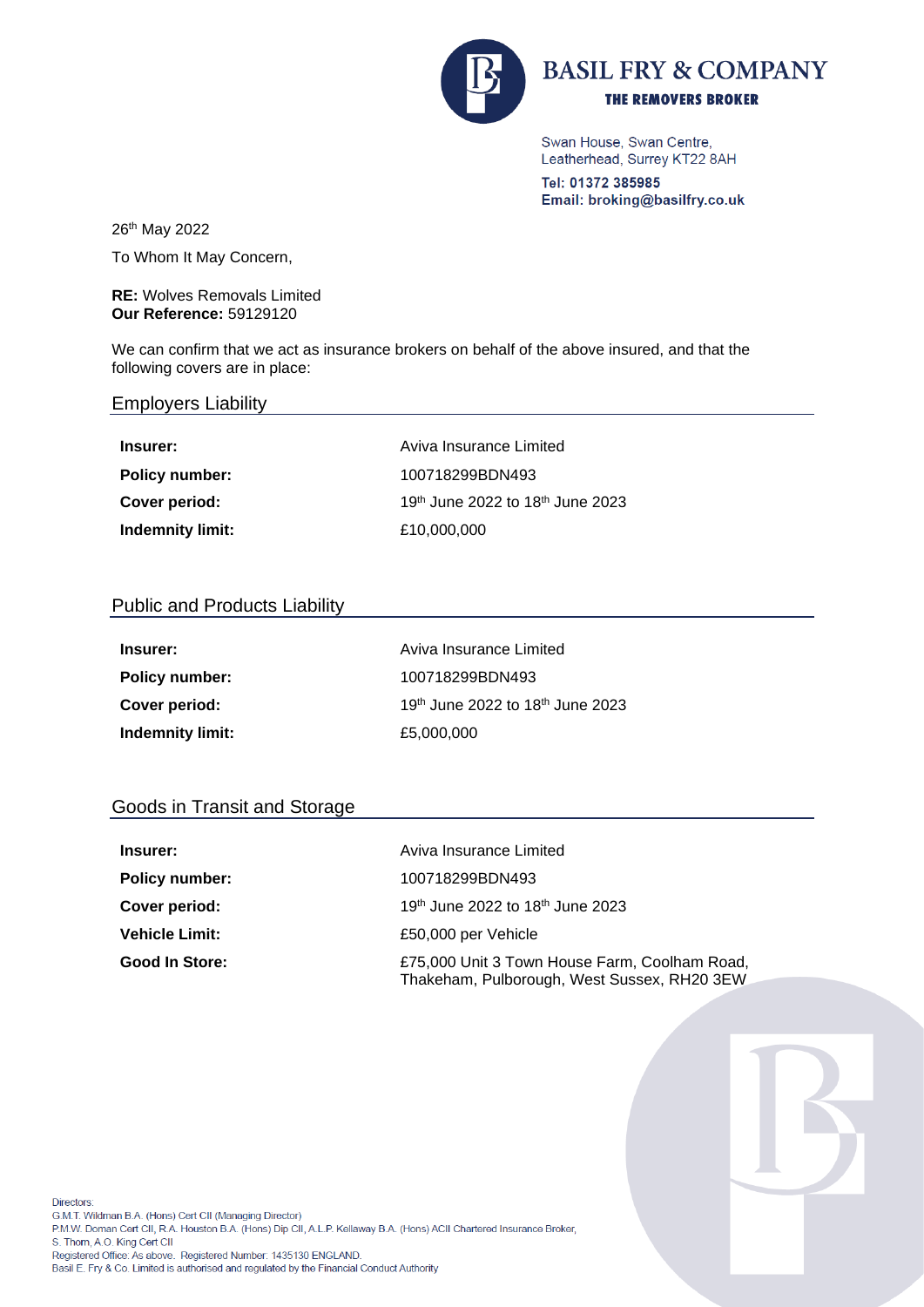# BASIL FRY & COMPANY

**THE REMOVERS BROKER**

Swan House, Swan Centre,
Leatherhead, Surrey KT22 8AH

**Tel: 01372 385985**
**Email: broking@basilfry.co.uk**

26th May 2022

To Whom It May Concern,

**RE:** Wolves Removals Limited
**Our Reference:** 59129120

We can confirm that we act as insurance brokers on behalf of the above insured, and that the following covers are in place:

## Employers Liability

| | |
|---|---|
| **Insurer:** | Aviva Insurance Limited |
| **Policy number:** | 100718299BDN493 |
| **Cover period:** | 19th June 2022 to 18th June 2023 |
| **Indemnity limit:** | £10,000,000 |

## Public and Products Liability

| | |
|---|---|
| **Insurer:** | Aviva Insurance Limited |
| **Policy number:** | 100718299BDN493 |
| **Cover period:** | 19th June 2022 to 18th June 2023 |
| **Indemnity limit:** | £5,000,000 |

## Goods in Transit and Storage

| | |
|---|---|
| **Insurer:** | Aviva Insurance Limited |
| **Policy number:** | 100718299BDN493 |
| **Cover period:** | 19th June 2022 to 18th June 2023 |
| **Vehicle Limit:** | £50,000 per Vehicle |
| **Good In Store:** | £75,000 Unit 3 Town House Farm, Coolham Road, Thakeham, Pulborough, West Sussex, RH20 3EW |

Directors:
G.M.T. Wildman B.A. (Hons) Cert CII (Managing Director)
P.M.W. Doman Cert CII, R.A. Houston B.A. (Hons) Dip CII, A.L.P. Kellaway B.A. (Hons) ACII Chartered Insurance Broker,
S. Thorn, A.O. King Cert CII
Registered Office: As above. Registered Number: 1435130 ENGLAND.
Basil E. Fry & Co. Limited is authorised and regulated by the Financial Conduct Authority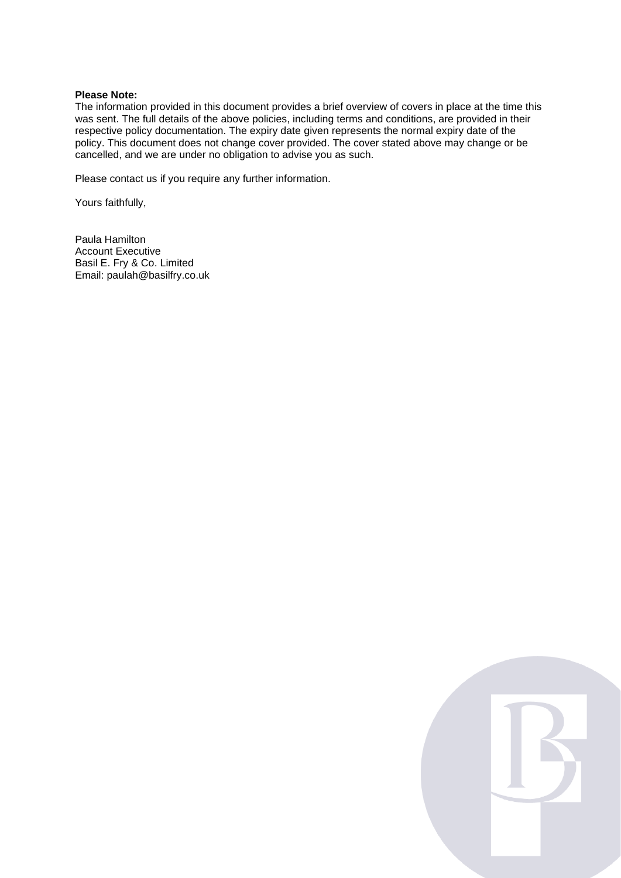**Please Note:**
The information provided in this document provides a brief overview of covers in place at the time this was sent. The full details of the above policies, including terms and conditions, are provided in their respective policy documentation. The expiry date given represents the normal expiry date of the policy. This document does not change cover provided. The cover stated above may change or be cancelled, and we are under no obligation to advise you as such.

Please contact us if you require any further information.

Yours faithfully,

Paula Hamilton
Account Executive
Basil E. Fry & Co. Limited
Email: paulah@basilfry.co.uk